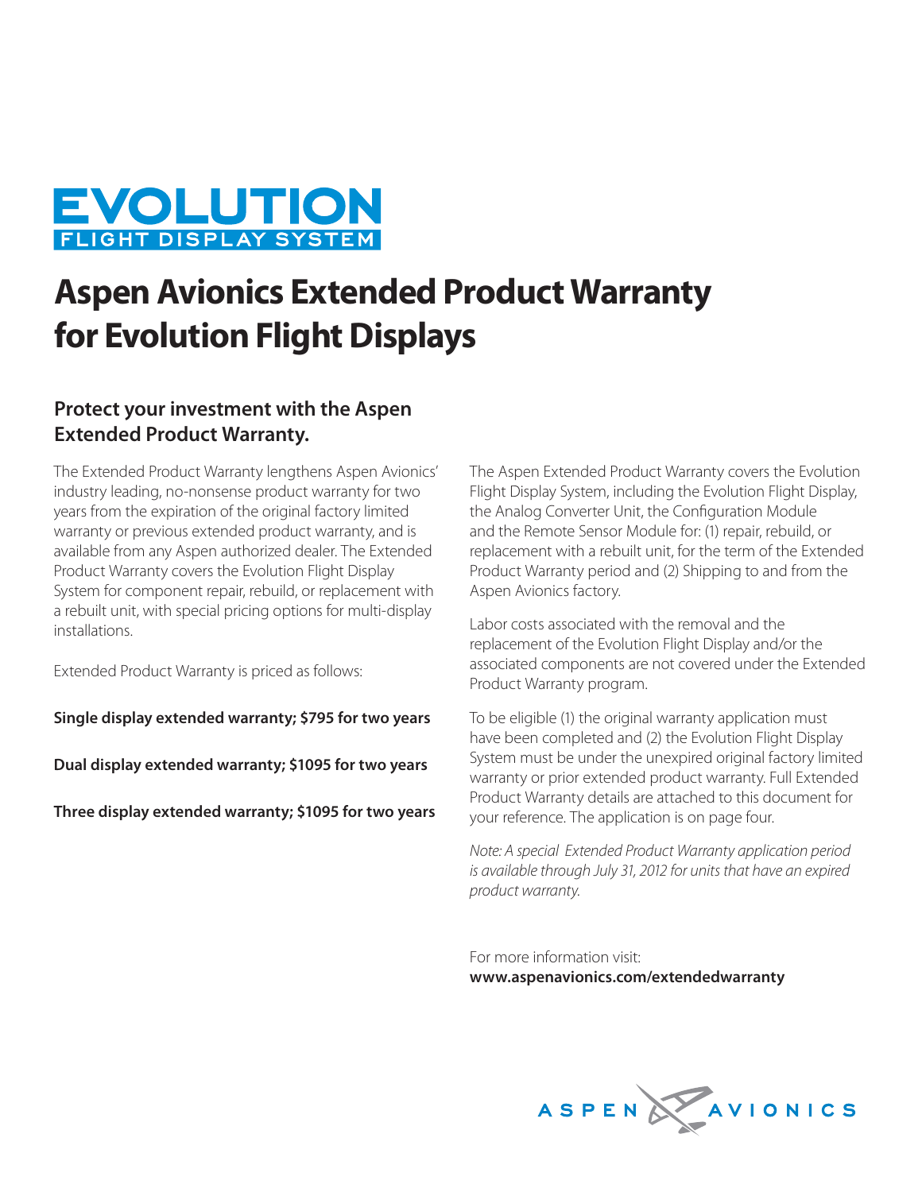# EVOLUTION
FLIGHT DISPLAY SYSTEM

# Aspen Avionics Extended Product Warranty for Evolution Flight Displays

## Protect your investment with the Aspen Extended Product Warranty.

The Extended Product Warranty lengthens Aspen Avionics' industry leading, no-nonsense product warranty for two years from the expiration of the original factory limited warranty or previous extended product warranty, and is available from any Aspen authorized dealer. The Extended Product Warranty covers the Evolution Flight Display System for component repair, rebuild, or replacement with a rebuilt unit, with special pricing options for multi-display installations.

Extended Product Warranty is priced as follows:

**Single display extended warranty; $795 for two years**

**Dual display extended warranty; $1095 for two years**

**Three display extended warranty; $1095 for two years**

The Aspen Extended Product Warranty covers the Evolution Flight Display System, including the Evolution Flight Display, the Analog Converter Unit, the Configuration Module and the Remote Sensor Module for: (1) repair, rebuild, or replacement with a rebuilt unit, for the term of the Extended Product Warranty period and (2) Shipping to and from the Aspen Avionics factory.

Labor costs associated with the removal and the replacement of the Evolution Flight Display and/or the associated components are not covered under the Extended Product Warranty program.

To be eligible (1) the original warranty application must have been completed and (2) the Evolution Flight Display System must be under the unexpired original factory limited warranty or prior extended product warranty. Full Extended Product Warranty details are attached to this document for your reference. The application is on page four.

*Note: A special Extended Product Warranty application period is available through July 31, 2012 for units that have an expired product warranty.*

For more information visit:
**www.aspenavionics.com/extendedwarranty**

ASPEN AVIONICS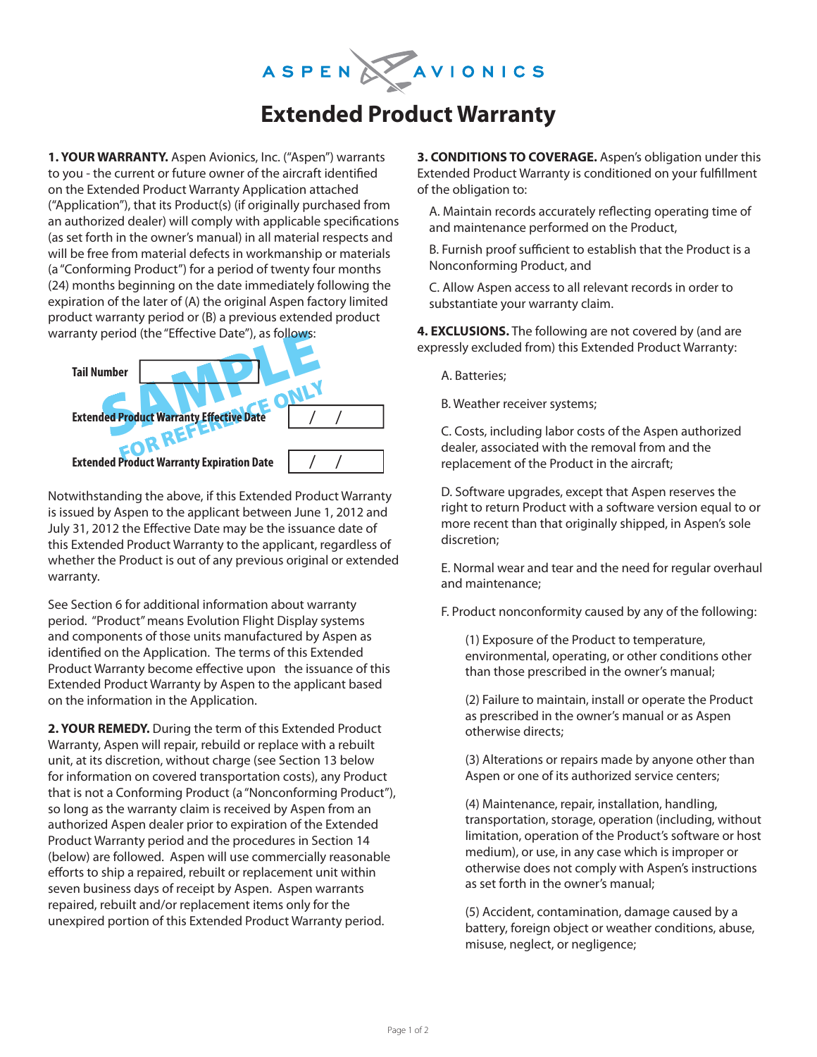ASPEN AVIONICS

# Extended Product Warranty

**1. YOUR WARRANTY.** Aspen Avionics, Inc. ("Aspen") warrants to you - the current or future owner of the aircraft identified on the Extended Product Warranty Application attached ("Application"), that its Product(s) (if originally purchased from an authorized dealer) will comply with applicable specifications (as set forth in the owner's manual) in all material respects and will be free from material defects in workmanship or materials (a "Conforming Product") for a period of twenty four months (24) months beginning on the date immediately following the expiration of the later of (A) the original Aspen factory limited product warranty period or (B) a previous extended product warranty period (the "Effective Date"), as follows:

| | |
|---|---|
| Tail Number | |
| Extended Product Warranty Effective Date | / / |
| Extended Product Warranty Expiration Date | / / |

SAMPLE FOR REFERENCE ONLY

Notwithstanding the above, if this Extended Product Warranty is issued by Aspen to the applicant between June 1, 2012 and July 31, 2012 the Effective Date may be the issuance date of this Extended Product Warranty to the applicant, regardless of whether the Product is out of any previous original or extended warranty.

See Section 6 for additional information about warranty period. "Product" means Evolution Flight Display systems and components of those units manufactured by Aspen as identified on the Application. The terms of this Extended Product Warranty become effective upon the issuance of this Extended Product Warranty by Aspen to the applicant based on the information in the Application.

**2. YOUR REMEDY.** During the term of this Extended Product Warranty, Aspen will repair, rebuild or replace with a rebuilt unit, at its discretion, without charge (see Section 13 below for information on covered transportation costs), any Product that is not a Conforming Product (a "Nonconforming Product"), so long as the warranty claim is received by Aspen from an authorized Aspen dealer prior to expiration of the Extended Product Warranty period and the procedures in Section 14 (below) are followed. Aspen will use commercially reasonable efforts to ship a repaired, rebuilt or replacement unit within seven business days of receipt by Aspen. Aspen warrants repaired, rebuilt and/or replacement items only for the unexpired portion of this Extended Product Warranty period.

**3. CONDITIONS TO COVERAGE.** Aspen's obligation under this Extended Product Warranty is conditioned on your fulfillment of the obligation to:

A. Maintain records accurately reflecting operating time of and maintenance performed on the Product,

B. Furnish proof sufficient to establish that the Product is a Nonconforming Product, and

C. Allow Aspen access to all relevant records in order to substantiate your warranty claim.

**4. EXCLUSIONS.** The following are not covered by (and are expressly excluded from) this Extended Product Warranty:

A. Batteries;

B. Weather receiver systems;

C. Costs, including labor costs of the Aspen authorized dealer, associated with the removal from and the replacement of the Product in the aircraft;

D. Software upgrades, except that Aspen reserves the right to return Product with a software version equal to or more recent than that originally shipped, in Aspen's sole discretion;

E. Normal wear and tear and the need for regular overhaul and maintenance;

F. Product nonconformity caused by any of the following:

(1) Exposure of the Product to temperature, environmental, operating, or other conditions other than those prescribed in the owner's manual;

(2) Failure to maintain, install or operate the Product as prescribed in the owner's manual or as Aspen otherwise directs;

(3) Alterations or repairs made by anyone other than Aspen or one of its authorized service centers;

(4) Maintenance, repair, installation, handling, transportation, storage, operation (including, without limitation, operation of the Product's software or host medium), or use, in any case which is improper or otherwise does not comply with Aspen's instructions as set forth in the owner's manual;

(5) Accident, contamination, damage caused by a battery, foreign object or weather conditions, abuse, misuse, neglect, or negligence;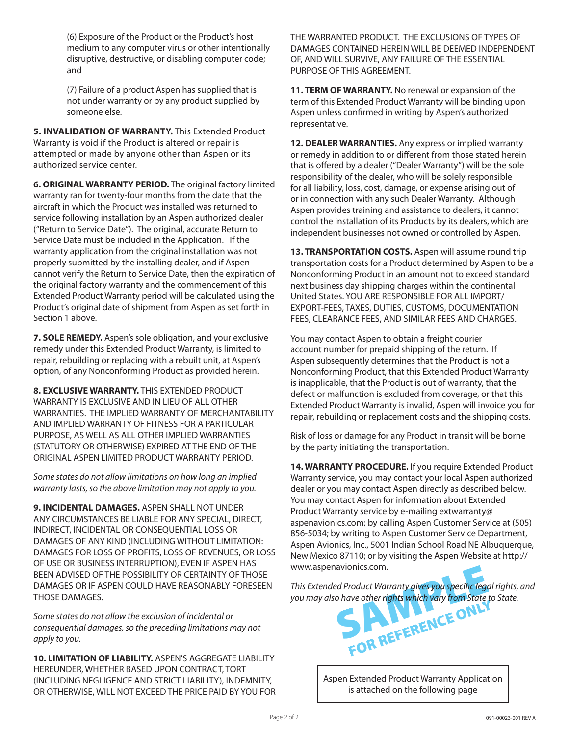(6) Exposure of the Product or the Product's host medium to any computer virus or other intentionally disruptive, destructive, or disabling computer code; and

(7) Failure of a product Aspen has supplied that is not under warranty or by any product supplied by someone else.

**5. INVALIDATION OF WARRANTY.** This Extended Product Warranty is void if the Product is altered or repair is attempted or made by anyone other than Aspen or its authorized service center.

**6. ORIGINAL WARRANTY PERIOD.** The original factory limited warranty ran for twenty-four months from the date that the aircraft in which the Product was installed was returned to service following installation by an Aspen authorized dealer ("Return to Service Date"). The original, accurate Return to Service Date must be included in the Application. If the warranty application from the original installation was not properly submitted by the installing dealer, and if Aspen cannot verify the Return to Service Date, then the expiration of the original factory warranty and the commencement of this Extended Product Warranty period will be calculated using the Product's original date of shipment from Aspen as set forth in Section 1 above.

**7. SOLE REMEDY.** Aspen's sole obligation, and your exclusive remedy under this Extended Product Warranty, is limited to repair, rebuilding or replacing with a rebuilt unit, at Aspen's option, of any Nonconforming Product as provided herein.

**8. EXCLUSIVE WARRANTY.** THIS EXTENDED PRODUCT WARRANTY IS EXCLUSIVE AND IN LIEU OF ALL OTHER WARRANTIES. THE IMPLIED WARRANTY OF MERCHANTABILITY AND IMPLIED WARRANTY OF FITNESS FOR A PARTICULAR PURPOSE, AS WELL AS ALL OTHER IMPLIED WARRANTIES (STATUTORY OR OTHERWISE) EXPIRED AT THE END OF THE ORIGINAL ASPEN LIMITED PRODUCT WARRANTY PERIOD.

*Some states do not allow limitations on how long an implied warranty lasts, so the above limitation may not apply to you.*

**9. INCIDENTAL DAMAGES.** ASPEN SHALL NOT UNDER ANY CIRCUMSTANCES BE LIABLE FOR ANY SPECIAL, DIRECT, INDIRECT, INCIDENTAL OR CONSEQUENTIAL LOSS OR DAMAGES OF ANY KIND (INCLUDING WITHOUT LIMITATION: DAMAGES FOR LOSS OF PROFITS, LOSS OF REVENUES, OR LOSS OF USE OR BUSINESS INTERRUPTION), EVEN IF ASPEN HAS BEEN ADVISED OF THE POSSIBILITY OR CERTAINTY OF THOSE DAMAGES OR IF ASPEN COULD HAVE REASONABLY FORESEEN THOSE DAMAGES.

*Some states do not allow the exclusion of incidental or consequential damages, so the preceding limitations may not apply to you.*

**10. LIMITATION OF LIABILITY.** ASPEN'S AGGREGATE LIABILITY HEREUNDER, WHETHER BASED UPON CONTRACT, TORT (INCLUDING NEGLIGENCE AND STRICT LIABILITY), INDEMNITY, OR OTHERWISE, WILL NOT EXCEED THE PRICE PAID BY YOU FOR THE WARRANTED PRODUCT. THE EXCLUSIONS OF TYPES OF DAMAGES CONTAINED HEREIN WILL BE DEEMED INDEPENDENT OF, AND WILL SURVIVE, ANY FAILURE OF THE ESSENTIAL PURPOSE OF THIS AGREEMENT.

**11. TERM OF WARRANTY.** No renewal or expansion of the term of this Extended Product Warranty will be binding upon Aspen unless confirmed in writing by Aspen's authorized representative.

**12. DEALER WARRANTIES.** Any express or implied warranty or remedy in addition to or different from those stated herein that is offered by a dealer ("Dealer Warranty") will be the sole responsibility of the dealer, who will be solely responsible for all liability, loss, cost, damage, or expense arising out of or in connection with any such Dealer Warranty. Although Aspen provides training and assistance to dealers, it cannot control the installation of its Products by its dealers, which are independent businesses not owned or controlled by Aspen.

**13. TRANSPORTATION COSTS.** Aspen will assume round trip transportation costs for a Product determined by Aspen to be a Nonconforming Product in an amount not to exceed standard next business day shipping charges within the continental United States. YOU ARE RESPONSIBLE FOR ALL IMPORT/EXPORT-FEES, TAXES, DUTIES, CUSTOMS, DOCUMENTATION FEES, CLEARANCE FEES, AND SIMILAR FEES AND CHARGES.

You may contact Aspen to obtain a freight courier account number for prepaid shipping of the return. If Aspen subsequently determines that the Product is not a Nonconforming Product, that this Extended Product Warranty is inapplicable, that the Product is out of warranty, that the defect or malfunction is excluded from coverage, or that this Extended Product Warranty is invalid, Aspen will invoice you for repair, rebuilding or replacement costs and the shipping costs.

Risk of loss or damage for any Product in transit will be borne by the party initiating the transportation.

**14. WARRANTY PROCEDURE.** If you require Extended Product Warranty service, you may contact your local Aspen authorized dealer or you may contact Aspen directly as described below. You may contact Aspen for information about Extended Product Warranty service by e-mailing extwarranty@aspenavionics.com; by calling Aspen Customer Service at (505) 856-5034; by writing to Aspen Customer Service Department, Aspen Avionics, Inc., 5001 Indian School Road NE Albuquerque, New Mexico 87110; or by visiting the Aspen Website at http://www.aspenavionics.com.

*This Extended Product Warranty gives you specific legal rights, and you may also have other rights which vary from State to State.*

SAMPLE FOR REFERENCE ONLY

Aspen Extended Product Warranty Application is attached on the following page

091-00023-001 REV A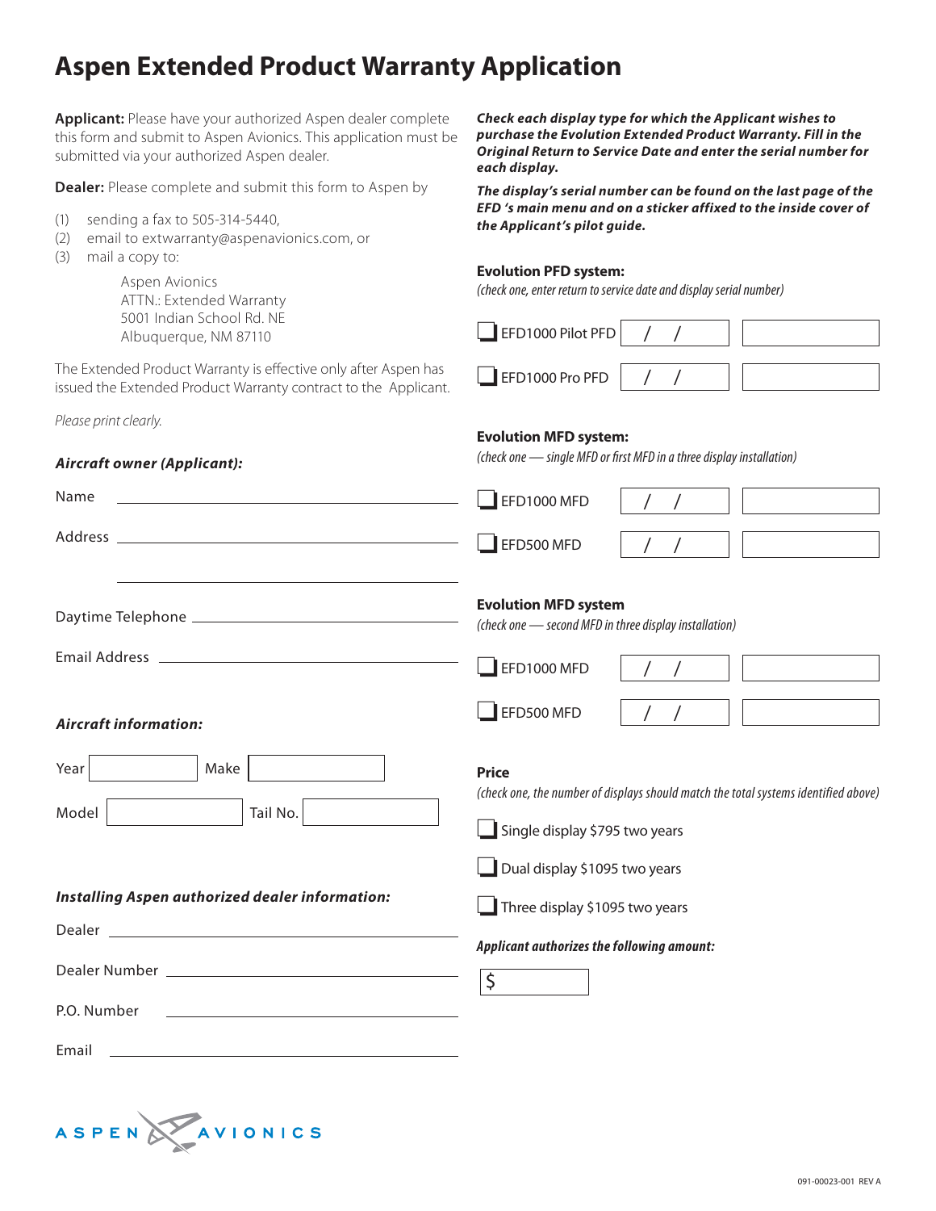# Aspen Extended Product Warranty Application

**Applicant:** Please have your authorized Aspen dealer complete this form and submit to Aspen Avionics. This application must be submitted via your authorized Aspen dealer.

**Dealer:** Please complete and submit this form to Aspen by

(1) sending a fax to 505-314-5440,
(2) email to extwarranty@aspenavionics.com, or
(3) mail a copy to:

Aspen Avionics
ATTN.: Extended Warranty
5001 Indian School Rd. NE
Albuquerque, NM 87110

The Extended Product Warranty is effective only after Aspen has issued the Extended Product Warranty contract to the Applicant.

*Please print clearly.*

***Aircraft owner (Applicant):***

Name ____________________

Address ____________________

____________________

Daytime Telephone ____________________

Email Address ____________________

***Aircraft information:***

Year [ ] Make [ ]

Model [ ] Tail No. [ ]

***Installing Aspen authorized dealer information:***

Dealer ____________________

Dealer Number ____________________

P.O. Number ____________________

Email ____________________

***Check each display type for which the Applicant wishes to purchase the Evolution Extended Product Warranty. Fill in the Original Return to Service Date and enter the serial number for each display.***

***The display's serial number can be found on the last page of the EFD 's main menu and on a sticker affixed to the inside cover of the Applicant's pilot guide.***

**Evolution PFD system:**

*(check one, enter return to service date and display serial number)*

- ☐ EFD1000 Pilot PFD  [ / / ] [ ]
- ☐ EFD1000 Pro PFD  [ / / ] [ ]

**Evolution MFD system:**

*(check one — single MFD or first MFD in a three display installation)*

- ☐ EFD1000 MFD  [ / / ] [ ]
- ☐ EFD500 MFD  [ / / ] [ ]

**Evolution MFD system**

*(check one — second MFD in three display installation)*

- ☐ EFD1000 MFD  [ / / ] [ ]
- ☐ EFD500 MFD  [ / / ] [ ]

**Price**

*(check one, the number of displays should match the total systems identified above)*

- ☐ Single display $795 two years
- ☐ Dual display $1095 two years
- ☐ Three display $1095 two years

***Applicant authorizes the following amount:***

$ [ ]

ASPEN AVIONICS

091-00023-001 REV A